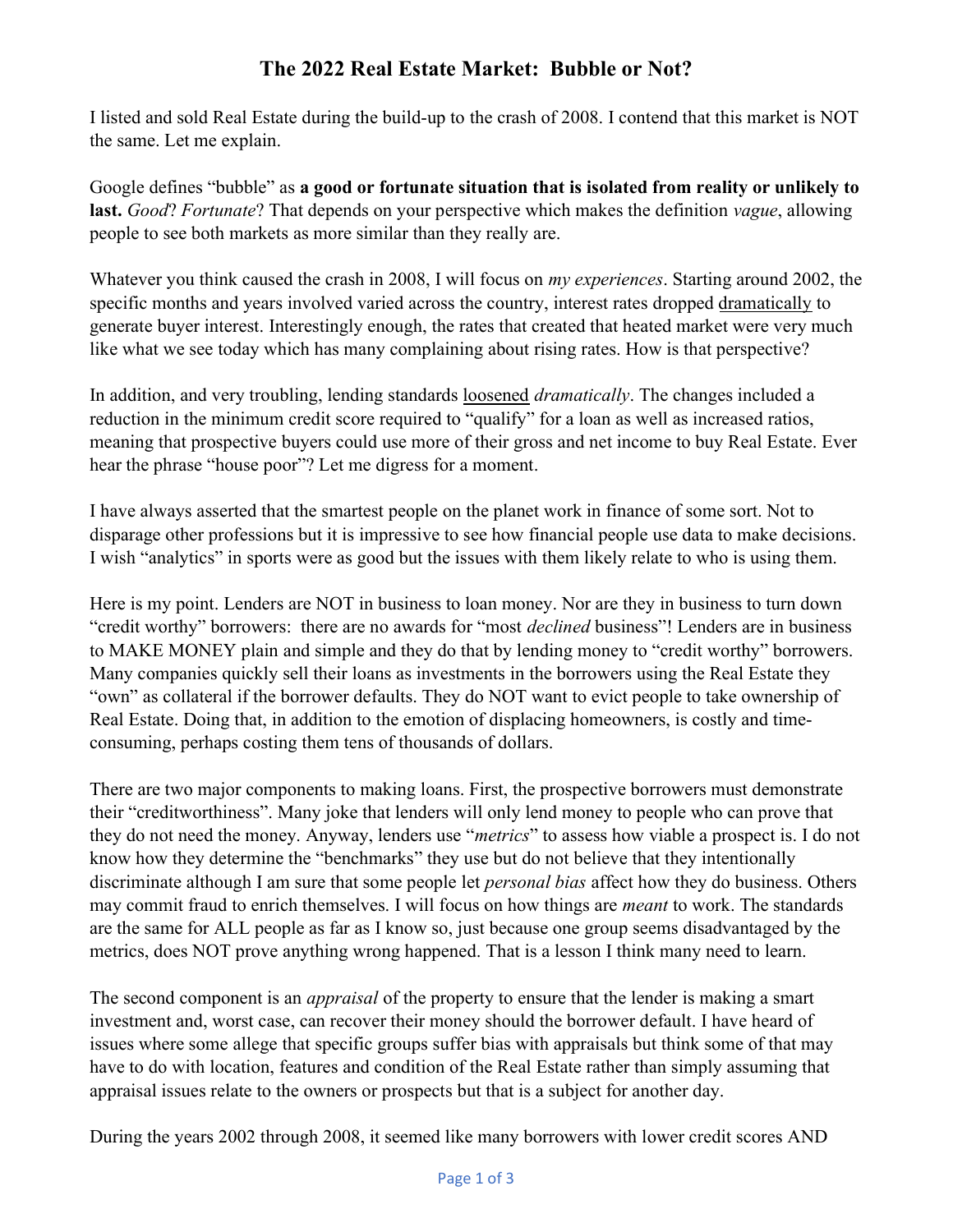# The 2022 Real Estate Market: Bubble or Not?

I listed and sold Real Estate during the build-up to the crash of 2008. I contend that this market is NOT the same. Let me explain.

Google defines "bubble" as **a good or fortunate situation that is isolated from reality or unlikely to last.** *Good*? *Fortunate*? That depends on your perspective which makes the definition *vague*, allowing people to see both markets as more similar than they really are.

Whatever you think caused the crash in 2008, I will focus on *my experiences*. Starting around 2002, the specific months and years involved varied across the country, interest rates dropped <u>dramatically</u> to generate buyer interest. Interestingly enough, the rates that created that heated market were very much like what we see today which has many complaining about rising rates. How is that perspective?

In addition, and very troubling, lending standards <u>loosened</u> *dramatically*. The changes included a reduction in the minimum credit score required to "qualify" for a loan as well as increased ratios, meaning that prospective buyers could use more of their gross and net income to buy Real Estate. Ever hear the phrase "house poor"? Let me digress for a moment.

I have always asserted that the smartest people on the planet work in finance of some sort. Not to disparage other professions but it is impressive to see how financial people use data to make decisions. I wish "analytics" in sports were as good but the issues with them likely relate to who is using them.

Here is my point. Lenders are NOT in business to loan money. Nor are they in business to turn down "credit worthy" borrowers: there are no awards for "most *declined* business"! Lenders are in business to MAKE MONEY plain and simple and they do that by lending money to "credit worthy" borrowers. Many companies quickly sell their loans as investments in the borrowers using the Real Estate they "own" as collateral if the borrower defaults. They do NOT want to evict people to take ownership of Real Estate. Doing that, in addition to the emotion of displacing homeowners, is costly and time-consuming, perhaps costing them tens of thousands of dollars.

There are two major components to making loans. First, the prospective borrowers must demonstrate their "creditworthiness". Many joke that lenders will only lend money to people who can prove that they do not need the money. Anyway, lenders use "*metrics*" to assess how viable a prospect is. I do not know how they determine the "benchmarks" they use but do not believe that they intentionally discriminate although I am sure that some people let *personal bias* affect how they do business. Others may commit fraud to enrich themselves. I will focus on how things are *meant* to work. The standards are the same for ALL people as far as I know so, just because one group seems disadvantaged by the metrics, does NOT prove anything wrong happened. That is a lesson I think many need to learn.

The second component is an *appraisal* of the property to ensure that the lender is making a smart investment and, worst case, can recover their money should the borrower default. I have heard of issues where some allege that specific groups suffer bias with appraisals but think some of that may have to do with location, features and condition of the Real Estate rather than simply assuming that appraisal issues relate to the owners or prospects but that is a subject for another day.

During the years 2002 through 2008, it seemed like many borrowers with lower credit scores AND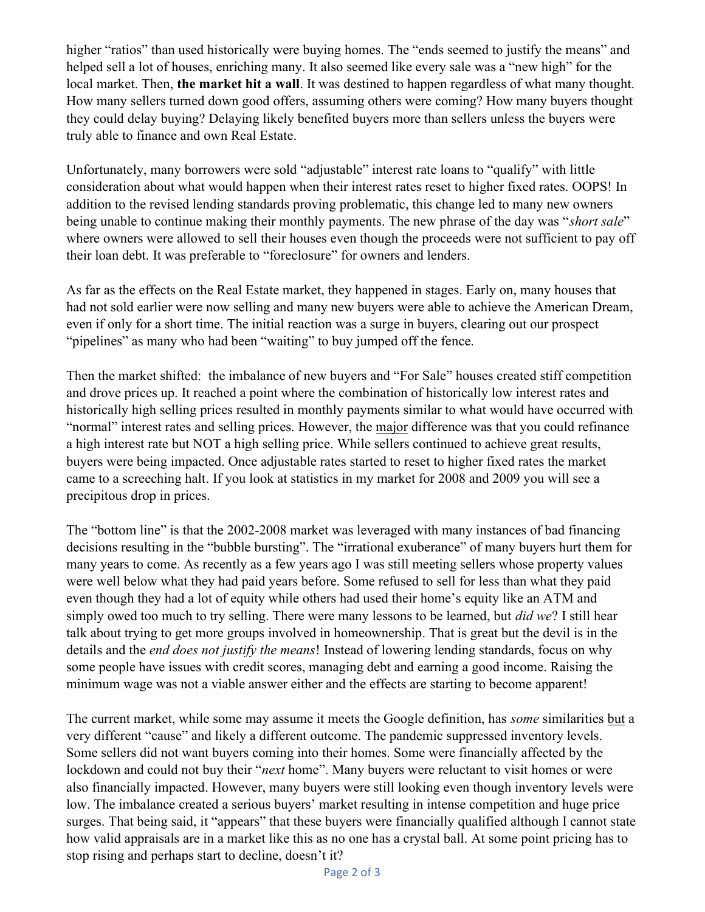higher "ratios" than used historically were buying homes. The "ends seemed to justify the means" and helped sell a lot of houses, enriching many. It also seemed like every sale was a "new high" for the local market. Then, **the market hit a wall**. It was destined to happen regardless of what many thought. How many sellers turned down good offers, assuming others were coming? How many buyers thought they could delay buying? Delaying likely benefited buyers more than sellers unless the buyers were truly able to finance and own Real Estate.

Unfortunately, many borrowers were sold "adjustable" interest rate loans to "qualify" with little consideration about what would happen when their interest rates reset to higher fixed rates. OOPS! In addition to the revised lending standards proving problematic, this change led to many new owners being unable to continue making their monthly payments. The new phrase of the day was "*short sale*" where owners were allowed to sell their houses even though the proceeds were not sufficient to pay off their loan debt. It was preferable to "foreclosure" for owners and lenders.

As far as the effects on the Real Estate market, they happened in stages. Early on, many houses that had not sold earlier were now selling and many new buyers were able to achieve the American Dream, even if only for a short time. The initial reaction was a surge in buyers, clearing out our prospect "pipelines" as many who had been "waiting" to buy jumped off the fence.

Then the market shifted: the imbalance of new buyers and "For Sale" houses created stiff competition and drove prices up. It reached a point where the combination of historically low interest rates and historically high selling prices resulted in monthly payments similar to what would have occurred with "normal" interest rates and selling prices. However, the major difference was that you could refinance a high interest rate but NOT a high selling price. While sellers continued to achieve great results, buyers were being impacted. Once adjustable rates started to reset to higher fixed rates the market came to a screeching halt. If you look at statistics in my market for 2008 and 2009 you will see a precipitous drop in prices.

The "bottom line" is that the 2002-2008 market was leveraged with many instances of bad financing decisions resulting in the "bubble bursting". The "irrational exuberance" of many buyers hurt them for many years to come. As recently as a few years ago I was still meeting sellers whose property values were well below what they had paid years before. Some refused to sell for less than what they paid even though they had a lot of equity while others had used their home's equity like an ATM and simply owed too much to try selling. There were many lessons to be learned, but *did we*? I still hear talk about trying to get more groups involved in homeownership. That is great but the devil is in the details and the *end does not justify the means*! Instead of lowering lending standards, focus on why some people have issues with credit scores, managing debt and earning a good income. Raising the minimum wage was not a viable answer either and the effects are starting to become apparent!

The current market, while some may assume it meets the Google definition, has *some* similarities but a very different "cause" and likely a different outcome. The pandemic suppressed inventory levels. Some sellers did not want buyers coming into their homes. Some were financially affected by the lockdown and could not buy their "*next* home". Many buyers were reluctant to visit homes or were also financially impacted. However, many buyers were still looking even though inventory levels were low. The imbalance created a serious buyers' market resulting in intense competition and huge price surges. That being said, it "appears" that these buyers were financially qualified although I cannot state how valid appraisals are in a market like this as no one has a crystal ball. At some point pricing has to stop rising and perhaps start to decline, doesn't it?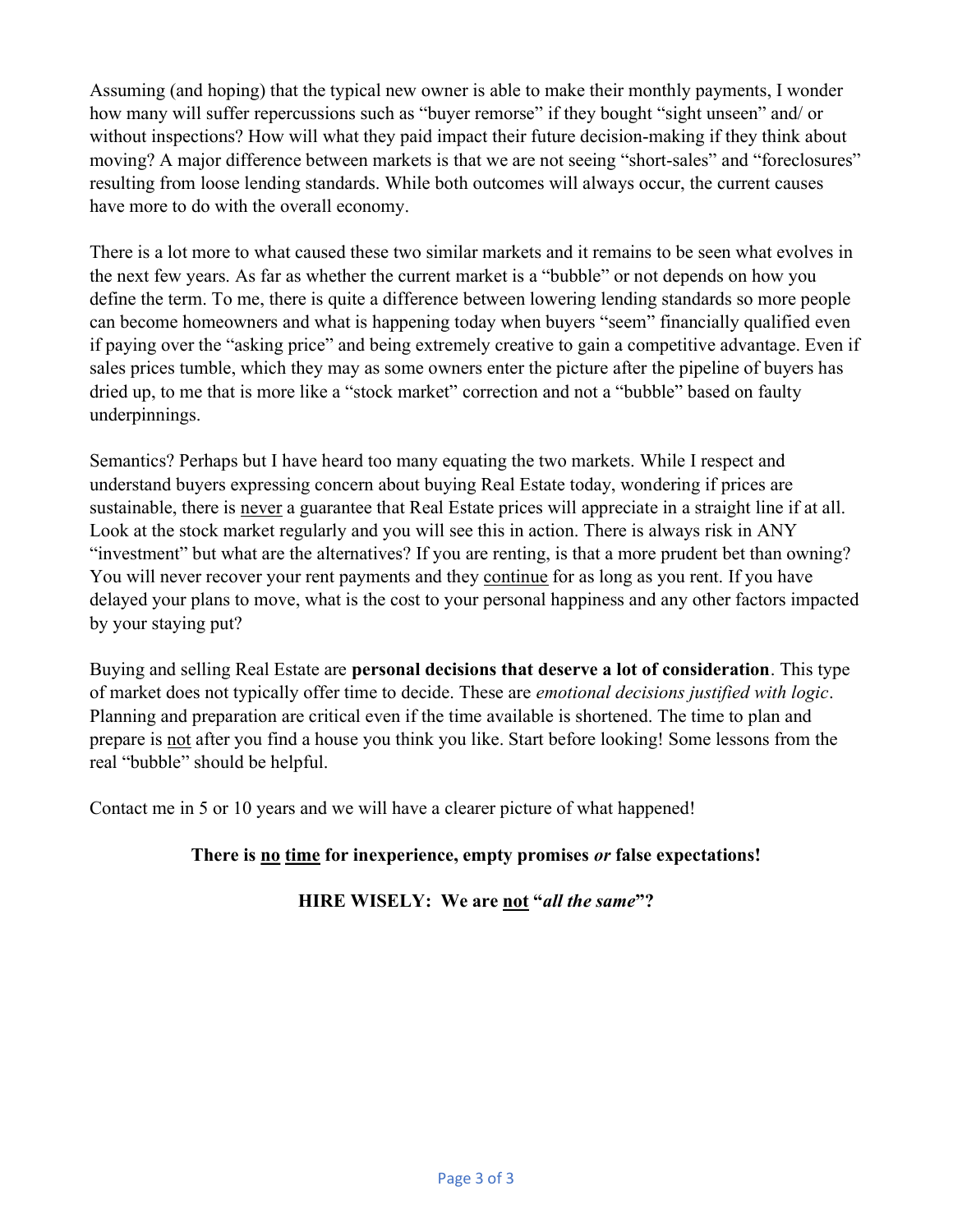Assuming (and hoping) that the typical new owner is able to make their monthly payments, I wonder how many will suffer repercussions such as "buyer remorse" if they bought "sight unseen" and/ or without inspections? How will what they paid impact their future decision-making if they think about moving? A major difference between markets is that we are not seeing "short-sales" and "foreclosures" resulting from loose lending standards. While both outcomes will always occur, the current causes have more to do with the overall economy.

There is a lot more to what caused these two similar markets and it remains to be seen what evolves in the next few years. As far as whether the current market is a "bubble" or not depends on how you define the term. To me, there is quite a difference between lowering lending standards so more people can become homeowners and what is happening today when buyers "seem" financially qualified even if paying over the "asking price" and being extremely creative to gain a competitive advantage. Even if sales prices tumble, which they may as some owners enter the picture after the pipeline of buyers has dried up, to me that is more like a "stock market" correction and not a "bubble" based on faulty underpinnings.

Semantics? Perhaps but I have heard too many equating the two markets. While I respect and understand buyers expressing concern about buying Real Estate today, wondering if prices are sustainable, there is <u>never</u> a guarantee that Real Estate prices will appreciate in a straight line if at all. Look at the stock market regularly and you will see this in action. There is always risk in ANY "investment" but what are the alternatives? If you are renting, is that a more prudent bet than owning? You will never recover your rent payments and they <u>continue</u> for as long as you rent. If you have delayed your plans to move, what is the cost to your personal happiness and any other factors impacted by your staying put?

Buying and selling Real Estate are **personal decisions that deserve a lot of consideration**. This type of market does not typically offer time to decide. These are *emotional decisions justified with logic*. Planning and preparation are critical even if the time available is shortened. The time to plan and prepare is <u>not</u> after you find a house you think you like. Start before looking! Some lessons from the real "bubble" should be helpful.

Contact me in 5 or 10 years and we will have a clearer picture of what happened!

**There is <u>no</u> <u>time</u> for inexperience, empty promises *or* false expectations!**

**HIRE WISELY: We are <u>not</u> "*all the same*"?**